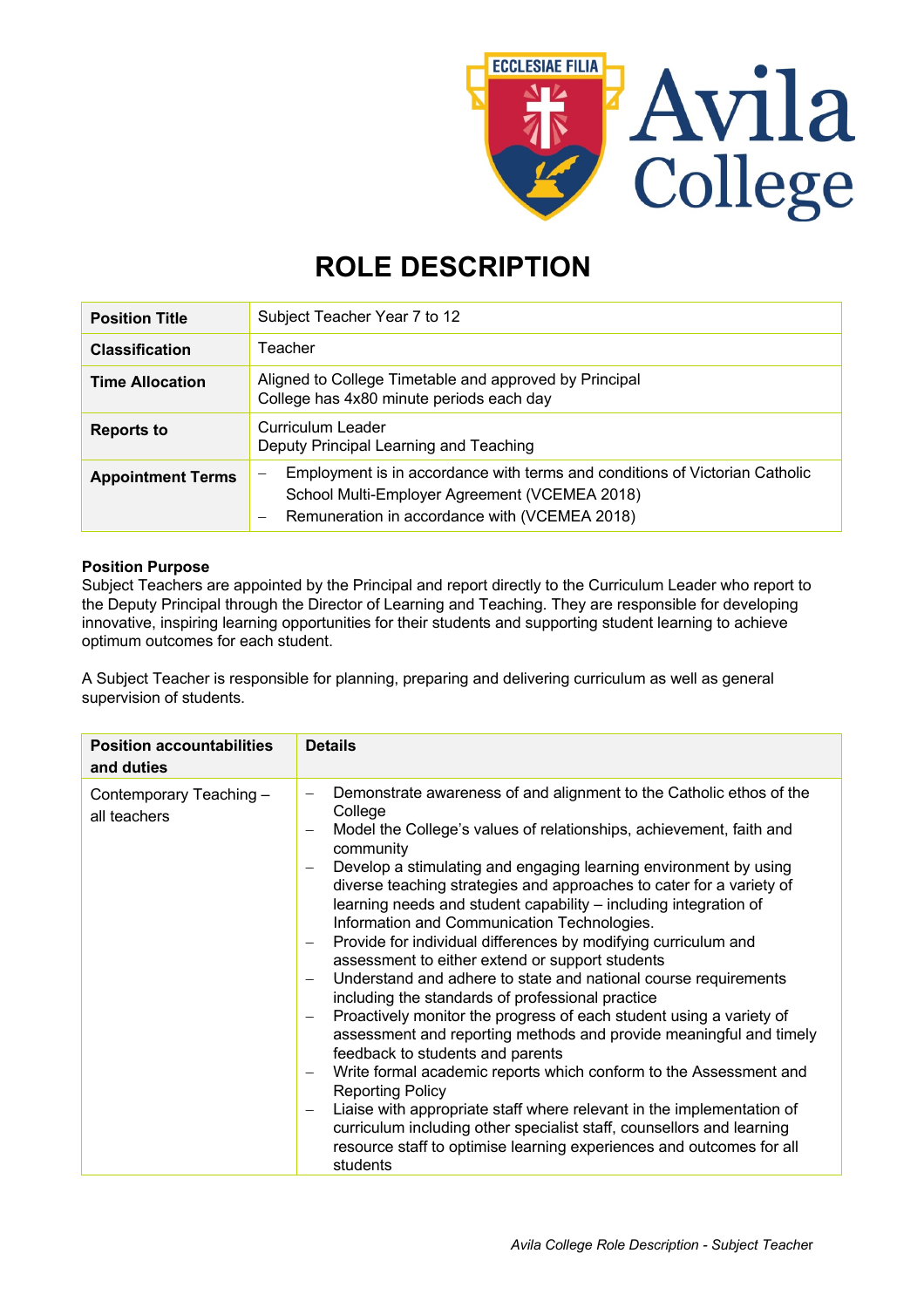# ROLE DESCRIPTION

| **Position Title** | Subject Teacher Year 7 to 12 |
|---|---|
| **Classification** | Teacher |
| **Time Allocation** | Aligned to College Timetable and approved by Principal<br>College has 4x80 minute periods each day |
| **Reports to** | Curriculum Leader<br>Deputy Principal Learning and Teaching |
| **Appointment Terms** | – Employment is in accordance with terms and conditions of Victorian Catholic School Multi-Employer Agreement (VCEMEA 2018)<br>– Remuneration in accordance with (VCEMEA 2018) |

**Position Purpose**
Subject Teachers are appointed by the Principal and report directly to the Curriculum Leader who report to the Deputy Principal through the Director of Learning and Teaching. They are responsible for developing innovative, inspiring learning opportunities for their students and supporting student learning to achieve optimum outcomes for each student.

A Subject Teacher is responsible for planning, preparing and delivering curriculum as well as general supervision of students.

| **Position accountabilities and duties** | **Details** |
|---|---|
| Contemporary Teaching – all teachers | – Demonstrate awareness of and alignment to the Catholic ethos of the College<br>– Model the College's values of relationships, achievement, faith and community<br>– Develop a stimulating and engaging learning environment by using diverse teaching strategies and approaches to cater for a variety of learning needs and student capability – including integration of Information and Communication Technologies.<br>– Provide for individual differences by modifying curriculum and assessment to either extend or support students<br>– Understand and adhere to state and national course requirements including the standards of professional practice<br>– Proactively monitor the progress of each student using a variety of assessment and reporting methods and provide meaningful and timely feedback to students and parents<br>– Write formal academic reports which conform to the Assessment and Reporting Policy<br>– Liaise with appropriate staff where relevant in the implementation of curriculum including other specialist staff, counsellors and learning resource staff to optimise learning experiences and outcomes for all students |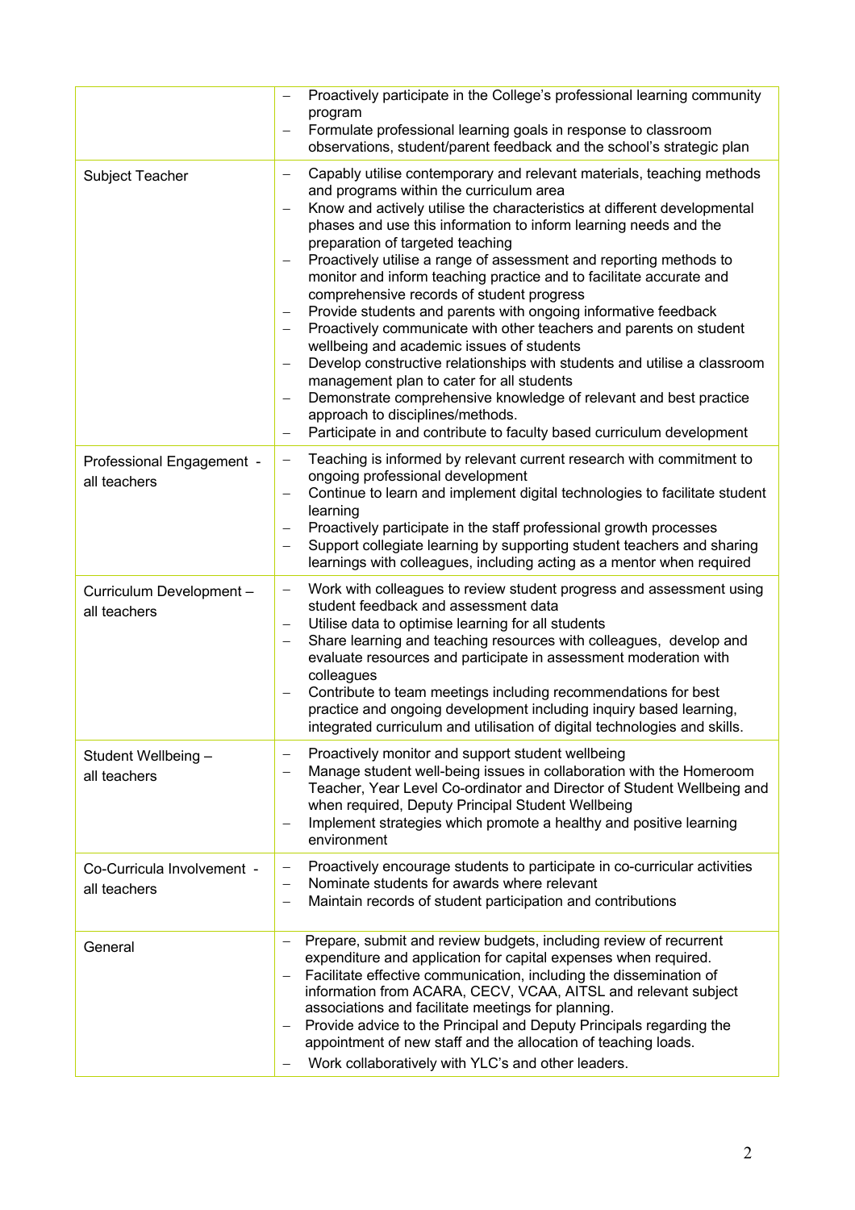| | |
|---|---|
| | – Proactively participate in the College's professional learning community program<br>– Formulate professional learning goals in response to classroom observations, student/parent feedback and the school's strategic plan |
| Subject Teacher | – Capably utilise contemporary and relevant materials, teaching methods and programs within the curriculum area<br>– Know and actively utilise the characteristics at different developmental phases and use this information to inform learning needs and the preparation of targeted teaching<br>– Proactively utilise a range of assessment and reporting methods to monitor and inform teaching practice and to facilitate accurate and comprehensive records of student progress<br>– Provide students and parents with ongoing informative feedback<br>– Proactively communicate with other teachers and parents on student wellbeing and academic issues of students<br>– Develop constructive relationships with students and utilise a classroom management plan to cater for all students<br>– Demonstrate comprehensive knowledge of relevant and best practice approach to disciplines/methods.<br>– Participate in and contribute to faculty based curriculum development |
| Professional Engagement - all teachers | – Teaching is informed by relevant current research with commitment to ongoing professional development<br>– Continue to learn and implement digital technologies to facilitate student learning<br>– Proactively participate in the staff professional growth processes<br>– Support collegiate learning by supporting student teachers and sharing learnings with colleagues, including acting as a mentor when required |
| Curriculum Development – all teachers | – Work with colleagues to review student progress and assessment using student feedback and assessment data<br>– Utilise data to optimise learning for all students<br>– Share learning and teaching resources with colleagues, develop and evaluate resources and participate in assessment moderation with colleagues<br>– Contribute to team meetings including recommendations for best practice and ongoing development including inquiry based learning, integrated curriculum and utilisation of digital technologies and skills. |
| Student Wellbeing – all teachers | – Proactively monitor and support student wellbeing<br>– Manage student well-being issues in collaboration with the Homeroom Teacher, Year Level Co-ordinator and Director of Student Wellbeing and when required, Deputy Principal Student Wellbeing<br>– Implement strategies which promote a healthy and positive learning environment |
| Co-Curricula Involvement - all teachers | – Proactively encourage students to participate in co-curricular activities<br>– Nominate students for awards where relevant<br>– Maintain records of student participation and contributions |
| General | – Prepare, submit and review budgets, including review of recurrent expenditure and application for capital expenses when required.<br>– Facilitate effective communication, including the dissemination of information from ACARA, CECV, VCAA, AITSL and relevant subject associations and facilitate meetings for planning.<br>– Provide advice to the Principal and Deputy Principals regarding the appointment of new staff and the allocation of teaching loads.<br>– Work collaboratively with YLC's and other leaders. |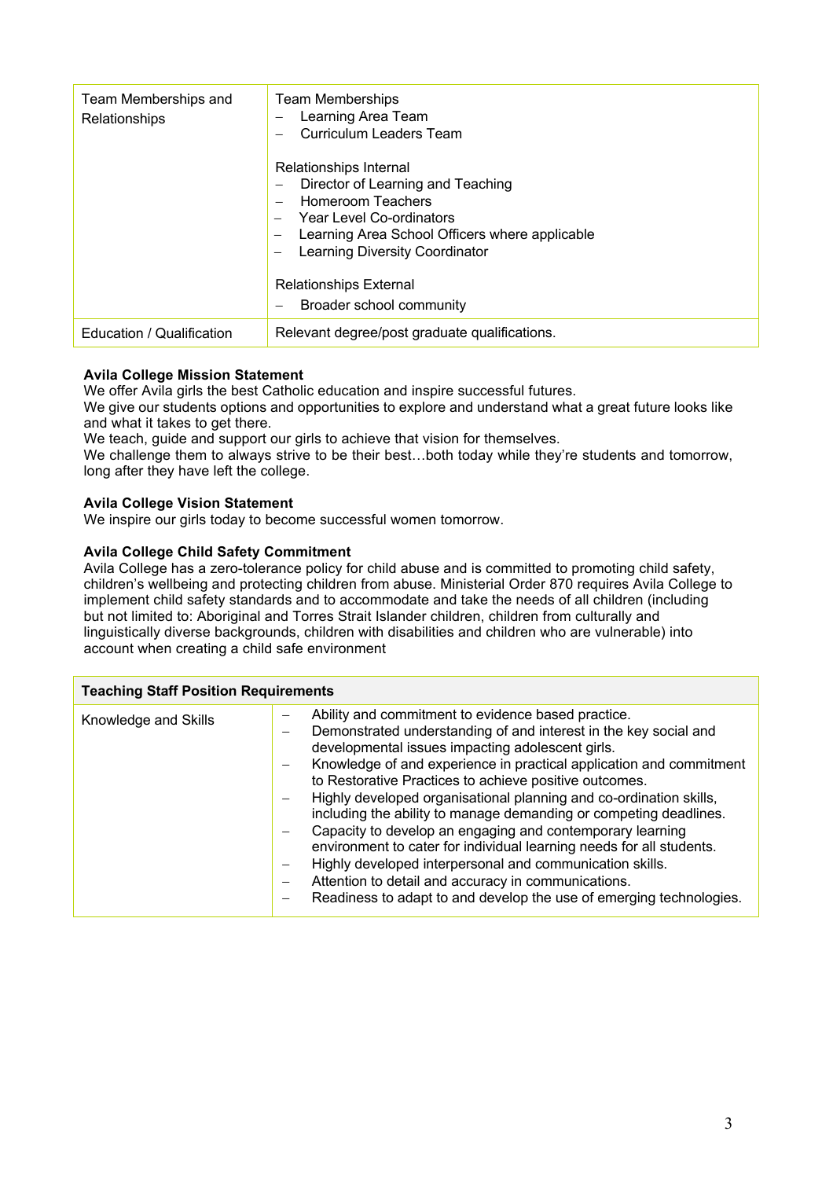| Team Memberships and Relationships | Team Memberships<br>– Learning Area Team<br>– Curriculum Leaders Team<br><br>Relationships Internal<br>– Director of Learning and Teaching<br>– Homeroom Teachers<br>– Year Level Co-ordinators<br>– Learning Area School Officers where applicable<br>– Learning Diversity Coordinator<br><br>Relationships External<br>– Broader school community |
|---|---|
| Education / Qualification | Relevant degree/post graduate qualifications. |

**Avila College Mission Statement**

We offer Avila girls the best Catholic education and inspire successful futures.
We give our students options and opportunities to explore and understand what a great future looks like and what it takes to get there.
We teach, guide and support our girls to achieve that vision for themselves.
We challenge them to always strive to be their best…both today while they're students and tomorrow, long after they have left the college.

**Avila College Vision Statement**

We inspire our girls today to become successful women tomorrow.

**Avila College Child Safety Commitment**

Avila College has a zero-tolerance policy for child abuse and is committed to promoting child safety, children's wellbeing and protecting children from abuse. Ministerial Order 870 requires Avila College to implement child safety standards and to accommodate and take the needs of all children (including but not limited to: Aboriginal and Torres Strait Islander children, children from culturally and linguistically diverse backgrounds, children with disabilities and children who are vulnerable) into account when creating a child safe environment

| **Teaching Staff Position Requirements** | |
|---|---|
| Knowledge and Skills | – Ability and commitment to evidence based practice.<br>– Demonstrated understanding of and interest in the key social and developmental issues impacting adolescent girls.<br>– Knowledge of and experience in practical application and commitment to Restorative Practices to achieve positive outcomes.<br>– Highly developed organisational planning and co-ordination skills, including the ability to manage demanding or competing deadlines.<br>– Capacity to develop an engaging and contemporary learning environment to cater for individual learning needs for all students.<br>– Highly developed interpersonal and communication skills.<br>– Attention to detail and accuracy in communications.<br>– Readiness to adapt to and develop the use of emerging technologies. |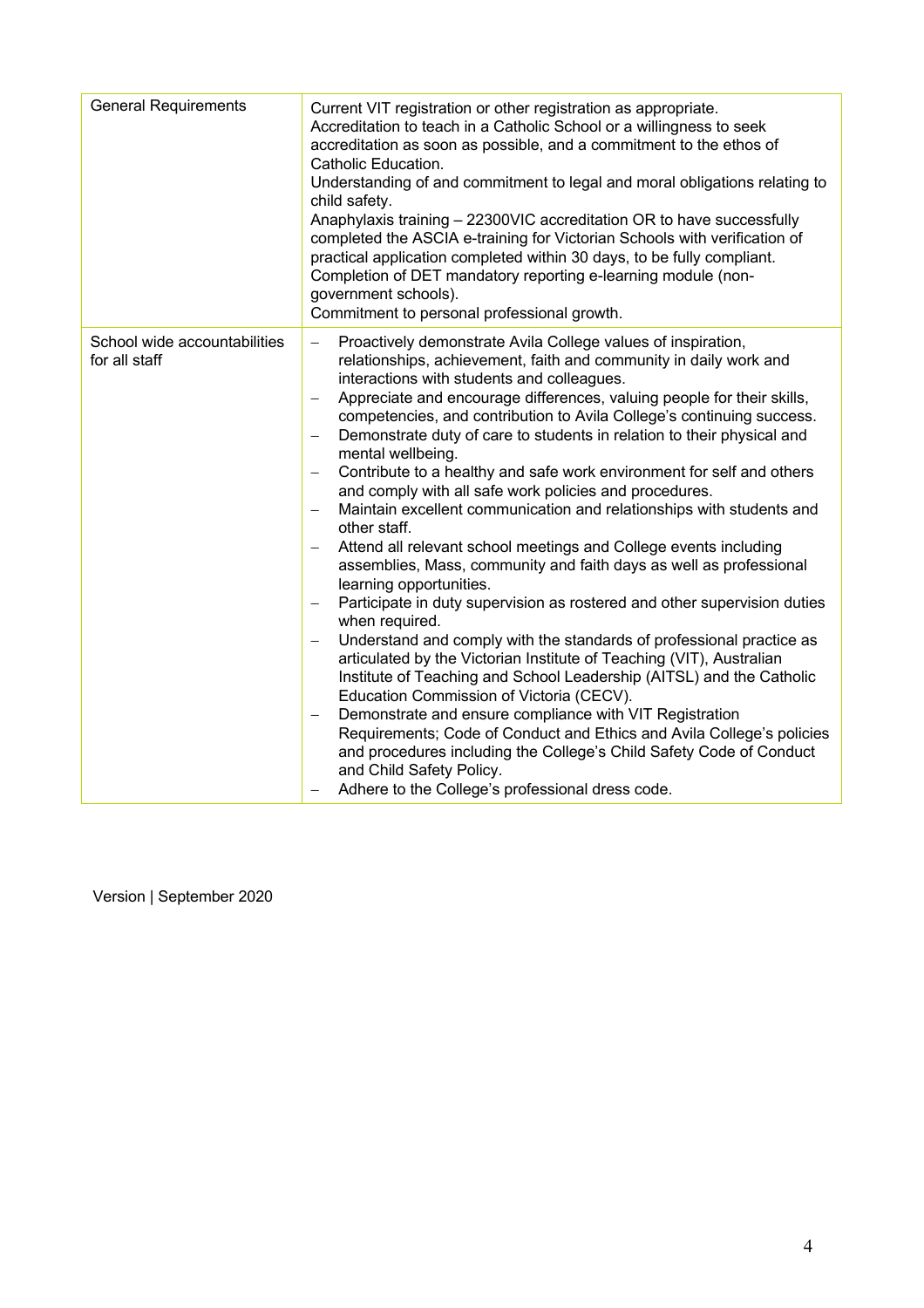| | |
|---|---|
| General Requirements | Current VIT registration or other registration as appropriate.<br>Accreditation to teach in a Catholic School or a willingness to seek accreditation as soon as possible, and a commitment to the ethos of Catholic Education.<br>Understanding of and commitment to legal and moral obligations relating to child safety.<br>Anaphylaxis training – 22300VIC accreditation OR to have successfully completed the ASCIA e-training for Victorian Schools with verification of practical application completed within 30 days, to be fully compliant.<br>Completion of DET mandatory reporting e-learning module (non-government schools).<br>Commitment to personal professional growth. |
| School wide accountabilities for all staff | – Proactively demonstrate Avila College values of inspiration, relationships, achievement, faith and community in daily work and interactions with students and colleagues.<br>– Appreciate and encourage differences, valuing people for their skills, competencies, and contribution to Avila College's continuing success.<br>– Demonstrate duty of care to students in relation to their physical and mental wellbeing.<br>– Contribute to a healthy and safe work environment for self and others and comply with all safe work policies and procedures.<br>– Maintain excellent communication and relationships with students and other staff.<br>– Attend all relevant school meetings and College events including assemblies, Mass, community and faith days as well as professional learning opportunities.<br>– Participate in duty supervision as rostered and other supervision duties when required.<br>– Understand and comply with the standards of professional practice as articulated by the Victorian Institute of Teaching (VIT), Australian Institute of Teaching and School Leadership (AITSL) and the Catholic Education Commission of Victoria (CECV).<br>– Demonstrate and ensure compliance with VIT Registration Requirements; Code of Conduct and Ethics and Avila College's policies and procedures including the College's Child Safety Code of Conduct and Child Safety Policy.<br>– Adhere to the College's professional dress code. |

Version | September 2020